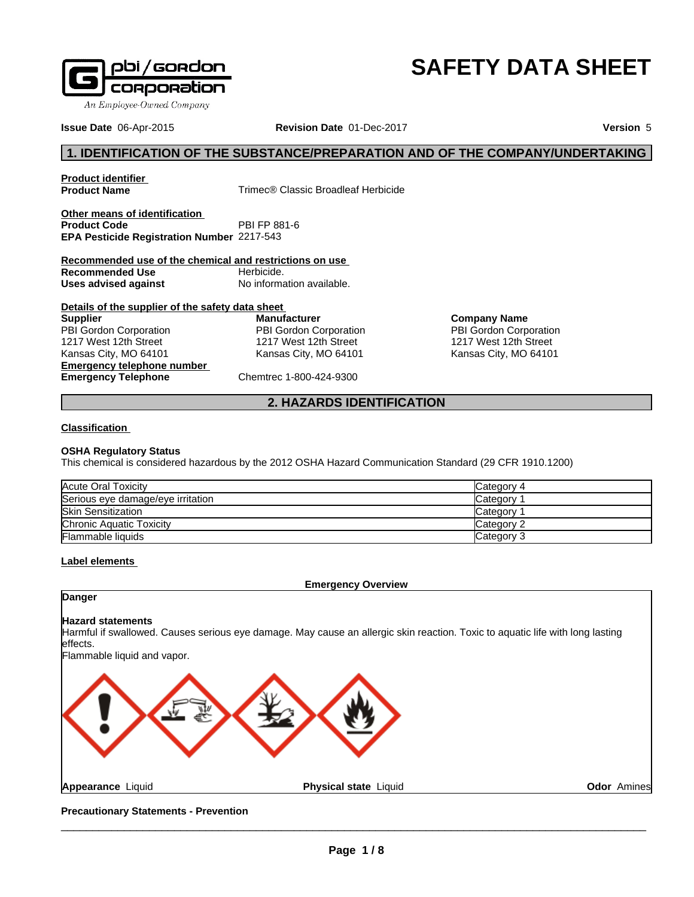# SAFETY DATA SHEET

**Issue Date** 06-Apr-2015 **Revision Date** 01-Dec-2017 **Version** 5

## 1. IDENTIFICATION OF THE SUBSTANCE/PREPARATION AND OF THE COMPANY/UNDERTAKING

**Product identifier**

**Product Name** Trimec® Classic Broadleaf Herbicide

**Other means of identification**

**Product Code** PBI FP 881-6

**EPA Pesticide Registration Number** 2217-543

**Recommended use of the chemical and restrictions on use**

**Recommended Use** Herbicide.

**Uses advised against** No information available.

**Details of the supplier of the safety data sheet**

**Supplier**
PBI Gordon Corporation
1217 West 12th Street
Kansas City, MO 64101

**Manufacturer**
PBI Gordon Corporation
1217 West 12th Street
Kansas City, MO 64101

**Company Name**
PBI Gordon Corporation
1217 West 12th Street
Kansas City, MO 64101

**Emergency telephone number**

**Emergency Telephone** Chemtrec 1-800-424-9300

## 2. HAZARDS IDENTIFICATION

**Classification**

**OSHA Regulatory Status**

This chemical is considered hazardous by the 2012 OSHA Hazard Communication Standard (29 CFR 1910.1200)

| | |
|---|---|
| Acute Oral Toxicity | Category 4 |
| Serious eye damage/eye irritation | Category 1 |
| Skin Sensitization | Category 1 |
| Chronic Aquatic Toxicity | Category 2 |
| Flammable liquids | Category 3 |

**Label elements**

**Emergency Overview**

**Danger**

**Hazard statements**

Harmful if swallowed. Causes serious eye damage. May cause an allergic skin reaction. Toxic to aquatic life with long lasting effects.

Flammable liquid and vapor.

**Appearance** Liquid **Physical state** Liquid **Odor** Amines

**Precautionary Statements - Prevention**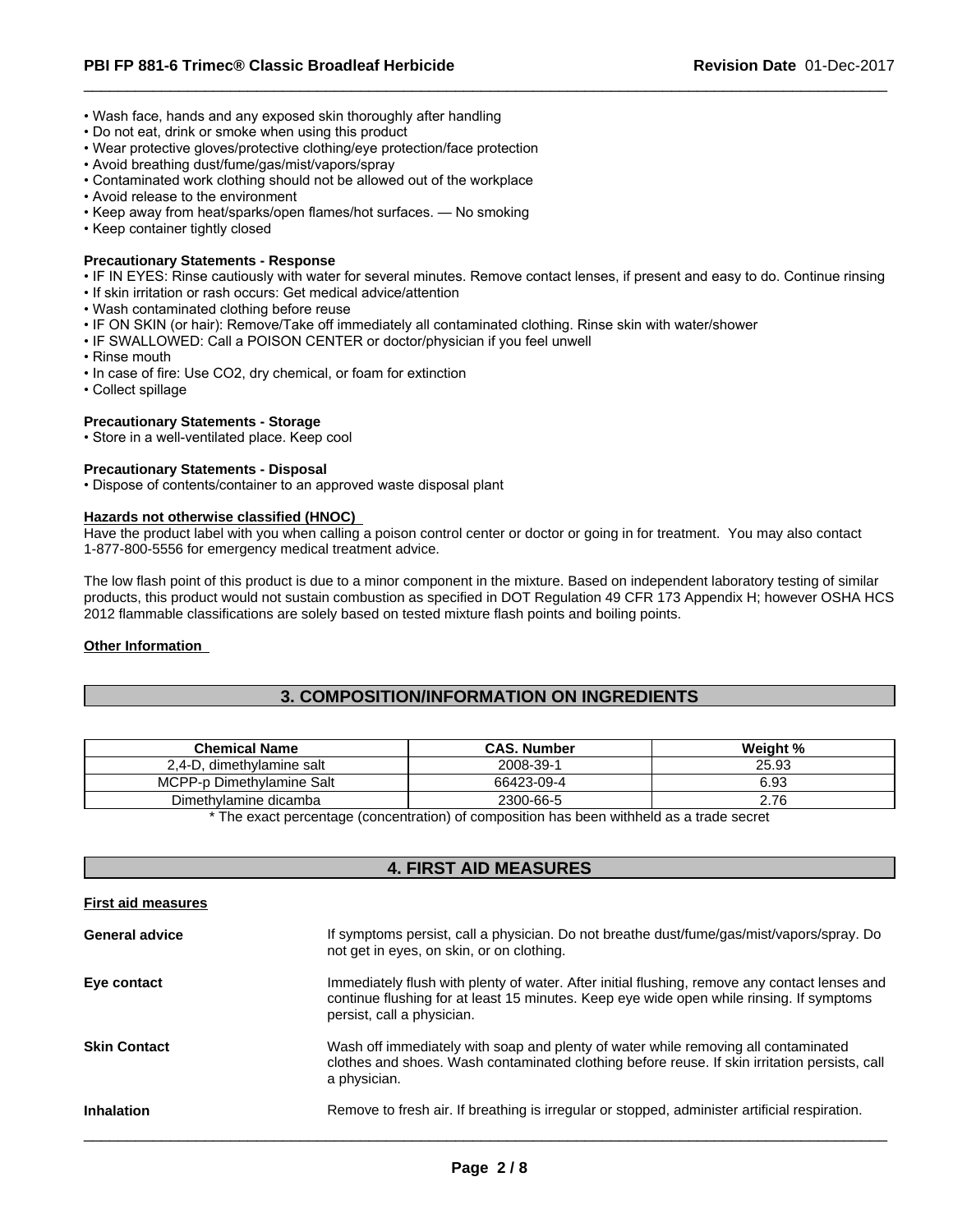- Wash face, hands and any exposed skin thoroughly after handling
- Do not eat, drink or smoke when using this product
- Wear protective gloves/protective clothing/eye protection/face protection
- Avoid breathing dust/fume/gas/mist/vapors/spray
- Contaminated work clothing should not be allowed out of the workplace
- Avoid release to the environment
- Keep away from heat/sparks/open flames/hot surfaces. — No smoking
- Keep container tightly closed

**Precautionary Statements - Response**

- IF IN EYES: Rinse cautiously with water for several minutes. Remove contact lenses, if present and easy to do. Continue rinsing
- If skin irritation or rash occurs: Get medical advice/attention
- Wash contaminated clothing before reuse
- IF ON SKIN (or hair): Remove/Take off immediately all contaminated clothing. Rinse skin with water/shower
- IF SWALLOWED: Call a POISON CENTER or doctor/physician if you feel unwell
- Rinse mouth
- In case of fire: Use CO2, dry chemical, or foam for extinction
- Collect spillage

**Precautionary Statements - Storage**

- Store in a well-ventilated place. Keep cool

**Precautionary Statements - Disposal**

- Dispose of contents/container to an approved waste disposal plant

**Hazards not otherwise classified (HNOC)**

Have the product label with you when calling a poison control center or doctor or going in for treatment. You may also contact 1-877-800-5556 for emergency medical treatment advice.

The low flash point of this product is due to a minor component in the mixture. Based on independent laboratory testing of similar products, this product would not sustain combustion as specified in DOT Regulation 49 CFR 173 Appendix H; however OSHA HCS 2012 flammable classifications are solely based on tested mixture flash points and boiling points.

**Other Information**

## 3. COMPOSITION/INFORMATION ON INGREDIENTS

| Chemical Name | CAS. Number | Weight % |
|---|---|---|
| 2,4-D, dimethylamine salt | 2008-39-1 | 25.93 |
| MCPP-p Dimethylamine Salt | 66423-09-4 | 6.93 |
| Dimethylamine dicamba | 2300-66-5 | 2.76 |

* The exact percentage (concentration) of composition has been withheld as a trade secret

## 4. FIRST AID MEASURES

**First aid measures**

**General advice** If symptoms persist, call a physician. Do not breathe dust/fume/gas/mist/vapors/spray. Do not get in eyes, on skin, or on clothing.

**Eye contact** Immediately flush with plenty of water. After initial flushing, remove any contact lenses and continue flushing for at least 15 minutes. Keep eye wide open while rinsing. If symptoms persist, call a physician.

**Skin Contact** Wash off immediately with soap and plenty of water while removing all contaminated clothes and shoes. Wash contaminated clothing before reuse. If skin irritation persists, call a physician.

**Inhalation** Remove to fresh air. If breathing is irregular or stopped, administer artificial respiration.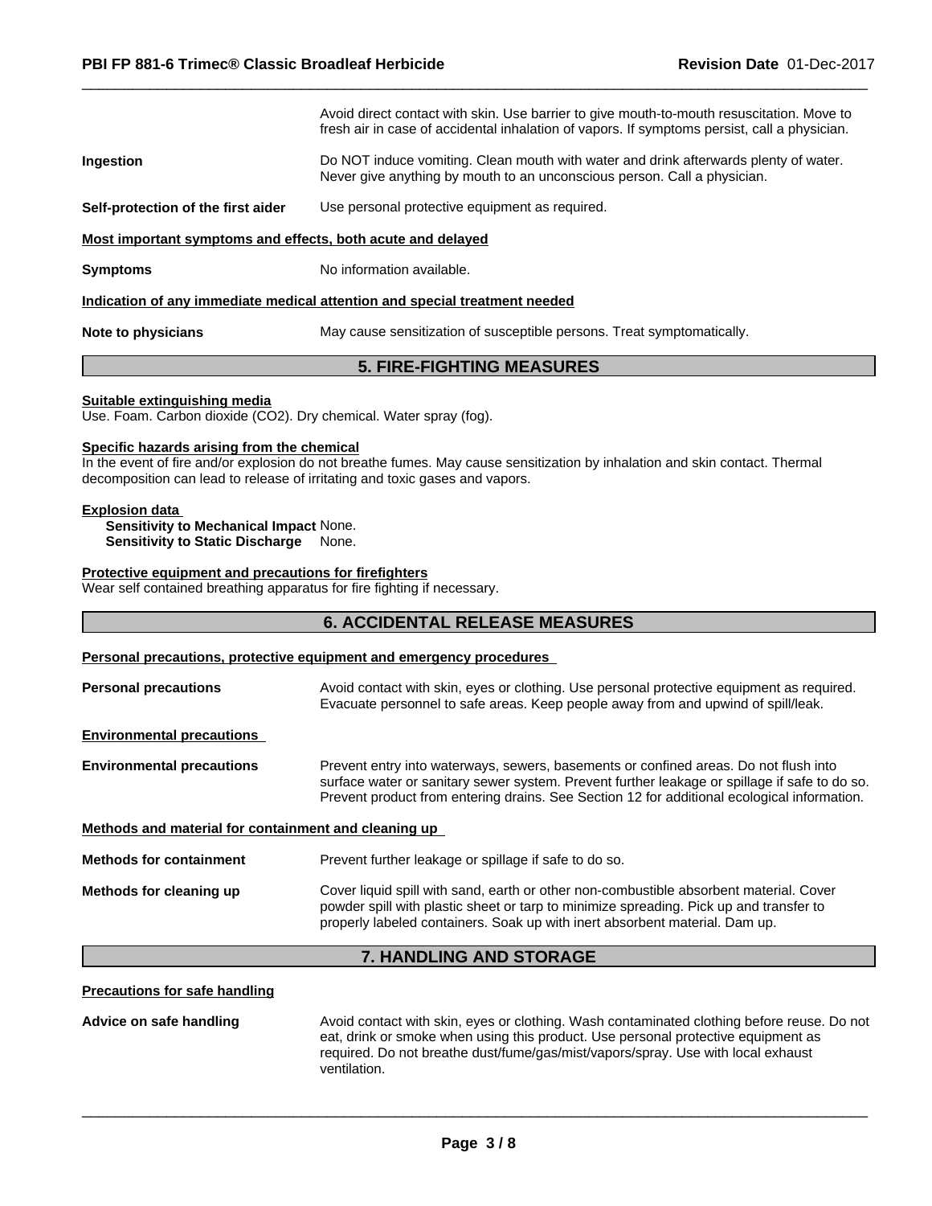Avoid direct contact with skin. Use barrier to give mouth-to-mouth resuscitation. Move to fresh air in case of accidental inhalation of vapors. If symptoms persist, call a physician.

**Ingestion** Do NOT induce vomiting. Clean mouth with water and drink afterwards plenty of water. Never give anything by mouth to an unconscious person. Call a physician.

**Self-protection of the first aider** Use personal protective equipment as required.

**Most important symptoms and effects, both acute and delayed**

**Symptoms** No information available.

**Indication of any immediate medical attention and special treatment needed**

**Note to physicians** May cause sensitization of susceptible persons. Treat symptomatically.

## 5. FIRE-FIGHTING MEASURES

**Suitable extinguishing media**

Use. Foam. Carbon dioxide ($CO_2$). Dry chemical. Water spray (fog).

**Specific hazards arising from the chemical**

In the event of fire and/or explosion do not breathe fumes. May cause sensitization by inhalation and skin contact. Thermal decomposition can lead to release of irritating and toxic gases and vapors.

**Explosion data**

**Sensitivity to Mechanical Impact** None.
**Sensitivity to Static Discharge** None.

**Protective equipment and precautions for firefighters**

Wear self contained breathing apparatus for fire fighting if necessary.

## 6. ACCIDENTAL RELEASE MEASURES

**Personal precautions, protective equipment and emergency procedures**

**Personal precautions** Avoid contact with skin, eyes or clothing. Use personal protective equipment as required. Evacuate personnel to safe areas. Keep people away from and upwind of spill/leak.

**Environmental precautions**

**Environmental precautions** Prevent entry into waterways, sewers, basements or confined areas. Do not flush into surface water or sanitary sewer system. Prevent further leakage or spillage if safe to do so. Prevent product from entering drains. See Section 12 for additional ecological information.

**Methods and material for containment and cleaning up**

**Methods for containment** Prevent further leakage or spillage if safe to do so.

**Methods for cleaning up** Cover liquid spill with sand, earth or other non-combustible absorbent material. Cover powder spill with plastic sheet or tarp to minimize spreading. Pick up and transfer to properly labeled containers. Soak up with inert absorbent material. Dam up.

## 7. HANDLING AND STORAGE

**Precautions for safe handling**

**Advice on safe handling** Avoid contact with skin, eyes or clothing. Wash contaminated clothing before reuse. Do not eat, drink or smoke when using this product. Use personal protective equipment as required. Do not breathe dust/fume/gas/mist/vapors/spray. Use with local exhaust ventilation.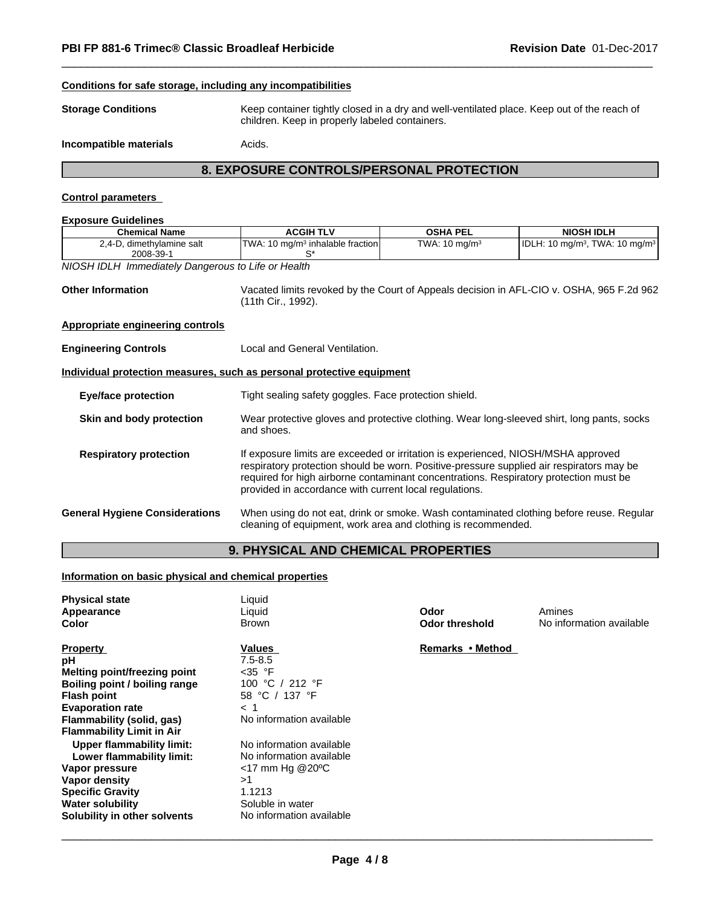**Conditions for safe storage, including any incompatibilities**

**Storage Conditions** Keep container tightly closed in a dry and well-ventilated place. Keep out of the reach of children. Keep in properly labeled containers.

**Incompatible materials** Acids.

## 8. EXPOSURE CONTROLS/PERSONAL PROTECTION

**Control parameters**

**Exposure Guidelines**

| Chemical Name | ACGIH TLV | OSHA PEL | NIOSH IDLH |
|---|---|---|---|
| 2,4-D, dimethylamine salt 2008-39-1 | TWA: 10 mg/m³ inhalable fraction S* | TWA: 10 mg/m³ | IDLH: 10 mg/m³, TWA: 10 mg/m³ |

*NIOSH IDLH Immediately Dangerous to Life or Health*

**Other Information** Vacated limits revoked by the Court of Appeals decision in AFL-CIO v. OSHA, 965 F.2d 962 (11th Cir., 1992).

**Appropriate engineering controls**

**Engineering Controls** Local and General Ventilation.

**Individual protection measures, such as personal protective equipment**

**Eye/face protection** Tight sealing safety goggles. Face protection shield.

**Skin and body protection** Wear protective gloves and protective clothing. Wear long-sleeved shirt, long pants, socks and shoes.

**Respiratory protection** If exposure limits are exceeded or irritation is experienced, NIOSH/MSHA approved respiratory protection should be worn. Positive-pressure supplied air respirators may be required for high airborne contaminant concentrations. Respiratory protection must be provided in accordance with current local regulations.

**General Hygiene Considerations** When using do not eat, drink or smoke. Wash contaminated clothing before reuse. Regular cleaning of equipment, work area and clothing is recommended.

## 9. PHYSICAL AND CHEMICAL PROPERTIES

**Information on basic physical and chemical properties**

**Physical state** Liquid
**Appearance** Liquid
**Color** Brown
**Odor** Amines
**Odor threshold** No information available

| Property | Values | Remarks • Method |
|---|---|---|
| **pH** | 7.5-8.5 | |
| **Melting point/freezing point** | <35 °F | |
| **Boiling point / boiling range** | 100 °C / 212 °F | |
| **Flash point** | 58 °C / 137 °F | |
| **Evaporation rate** | < 1 | |
| **Flammability (solid, gas)** | No information available | |
| **Flammability Limit in Air** | | |
| **Upper flammability limit:** | No information available | |
| **Lower flammability limit:** | No information available | |
| **Vapor pressure** | <17 mm Hg @20ºC | |
| **Vapor density** | >1 | |
| **Specific Gravity** | 1.1213 | |
| **Water solubility** | Soluble in water | |
| **Solubility in other solvents** | No information available | |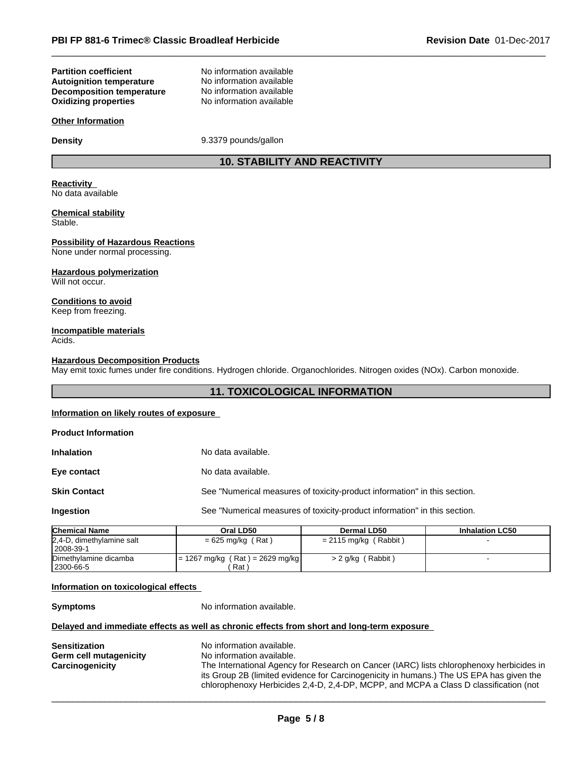| | |
|---|---|
| **Partition coefficient** | No information available |
| **Autoignition temperature** | No information available |
| **Decomposition temperature** | No information available |
| **Oxidizing properties** | No information available |

**Other Information**

**Density** 9.3379 pounds/gallon

## 10. STABILITY AND REACTIVITY

**Reactivity**
No data available

**Chemical stability**
Stable.

**Possibility of Hazardous Reactions**
None under normal processing.

**Hazardous polymerization**
Will not occur.

**Conditions to avoid**
Keep from freezing.

**Incompatible materials**
Acids.

**Hazardous Decomposition Products**
May emit toxic fumes under fire conditions. Hydrogen chloride. Organochlorides. Nitrogen oxides (NOx). Carbon monoxide.

## 11. TOXICOLOGICAL INFORMATION

**Information on likely routes of exposure**

**Product Information**

| | |
|---|---|
| **Inhalation** | No data available. |
| **Eye contact** | No data available. |
| **Skin Contact** | See "Numerical measures of toxicity-product information" in this section. |
| **Ingestion** | See "Numerical measures of toxicity-product information" in this section. |

| Chemical Name | Oral LD50 | Dermal LD50 | Inhalation LC50 |
|---|---|---|---|
| 2,4-D, dimethylamine salt 2008-39-1 | = 625 mg/kg ( Rat ) | = 2115 mg/kg ( Rabbit ) | - |
| Dimethylamine dicamba 2300-66-5 | = 1267 mg/kg ( Rat ) = 2629 mg/kg ( Rat ) | > 2 g/kg ( Rabbit ) | - |

**Information on toxicological effects**

**Symptoms** No information available.

**Delayed and immediate effects as well as chronic effects from short and long-term exposure**

| | |
|---|---|
| **Sensitization** | No information available. |
| **Germ cell mutagenicity** | No information available. |
| **Carcinogenicity** | The International Agency for Research on Cancer (IARC) lists chlorophenoxy herbicides in its Group 2B (limited evidence for Carcinogenicity in humans.) The US EPA has given the chlorophenoxy Herbicides 2,4-D, 2,4-DP, MCPP, and MCPA a Class D classification (not |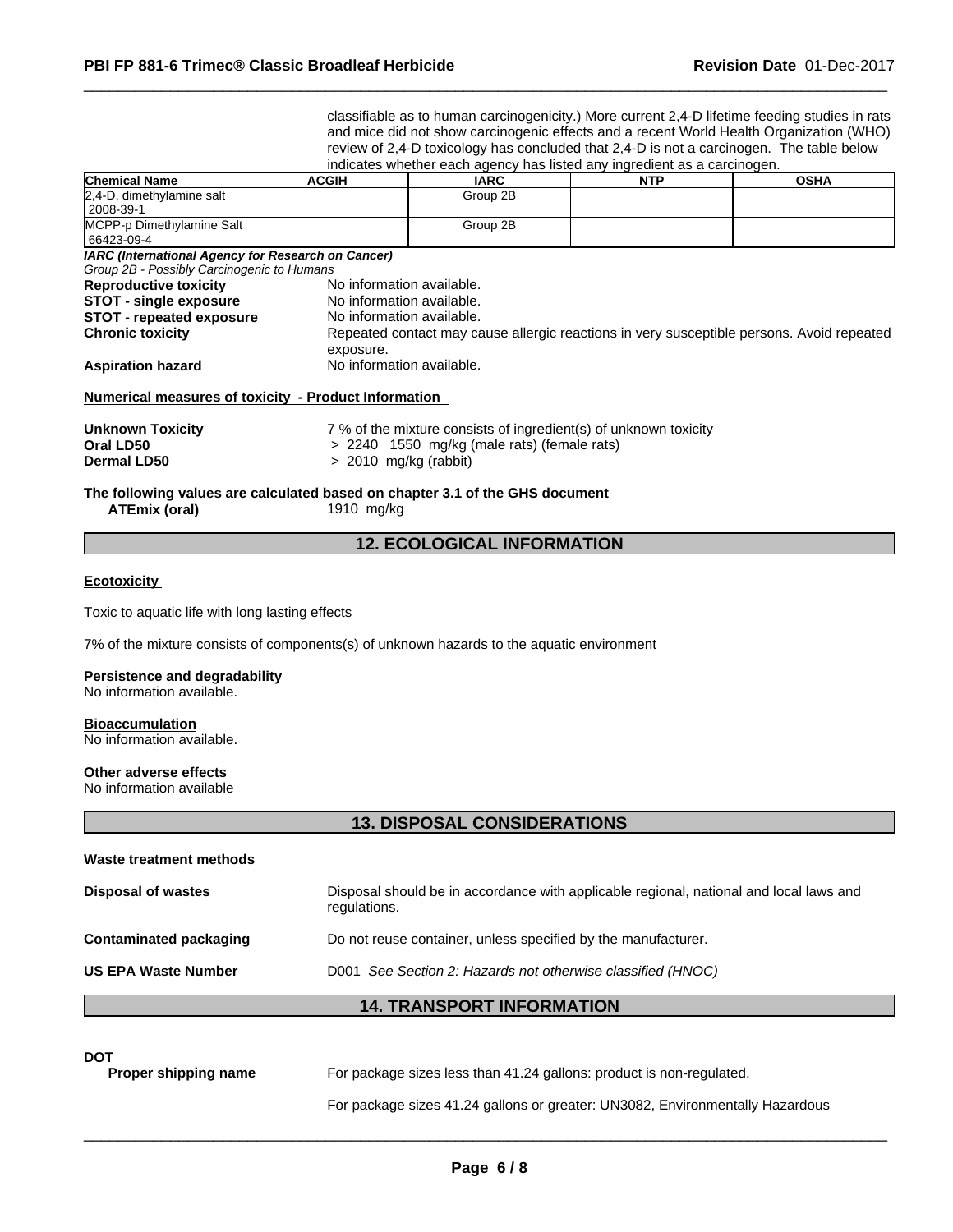classifiable as to human carcinogenicity.) More current 2,4-D lifetime feeding studies in rats and mice did not show carcinogenic effects and a recent World Health Organization (WHO) review of 2,4-D toxicology has concluded that 2,4-D is not a carcinogen. The table below indicates whether each agency has listed any ingredient as a carcinogen.

| Chemical Name | ACGIH | IARC | NTP | OSHA |
|---|---|---|---|---|
| 2,4-D, dimethylamine salt 2008-39-1 | | Group 2B | | |
| MCPP-p Dimethylamine Salt 66423-09-4 | | Group 2B | | |

***IARC (International Agency for Research on Cancer)***
*Group 2B - Possibly Carcinogenic to Humans*

**Reproductive toxicity** No information available.
**STOT - single exposure** No information available.
**STOT - repeated exposure** No information available.
**Chronic toxicity** Repeated contact may cause allergic reactions in very susceptible persons. Avoid repeated exposure.
**Aspiration hazard** No information available.

**Numerical measures of toxicity - Product Information**

**Unknown Toxicity** 7 % of the mixture consists of ingredient(s) of unknown toxicity
**Oral LD50** > 2240 1550 mg/kg (male rats) (female rats)
**Dermal LD50** > 2010 mg/kg (rabbit)

**The following values are calculated based on chapter 3.1 of the GHS document**
**ATEmix (oral)** 1910 mg/kg

## 12. ECOLOGICAL INFORMATION

**Ecotoxicity**

Toxic to aquatic life with long lasting effects

7% of the mixture consists of components(s) of unknown hazards to the aquatic environment

**Persistence and degradability**
No information available.

**Bioaccumulation**
No information available.

**Other adverse effects**
No information available

## 13. DISPOSAL CONSIDERATIONS

**Waste treatment methods**

**Disposal of wastes** Disposal should be in accordance with applicable regional, national and local laws and regulations.

**Contaminated packaging** Do not reuse container, unless specified by the manufacturer.

**US EPA Waste Number** D001 *See Section 2: Hazards not otherwise classified (HNOC)*

## 14. TRANSPORT INFORMATION

**DOT**
**Proper shipping name** For package sizes less than 41.24 gallons: product is non-regulated.

For package sizes 41.24 gallons or greater: UN3082, Environmentally Hazardous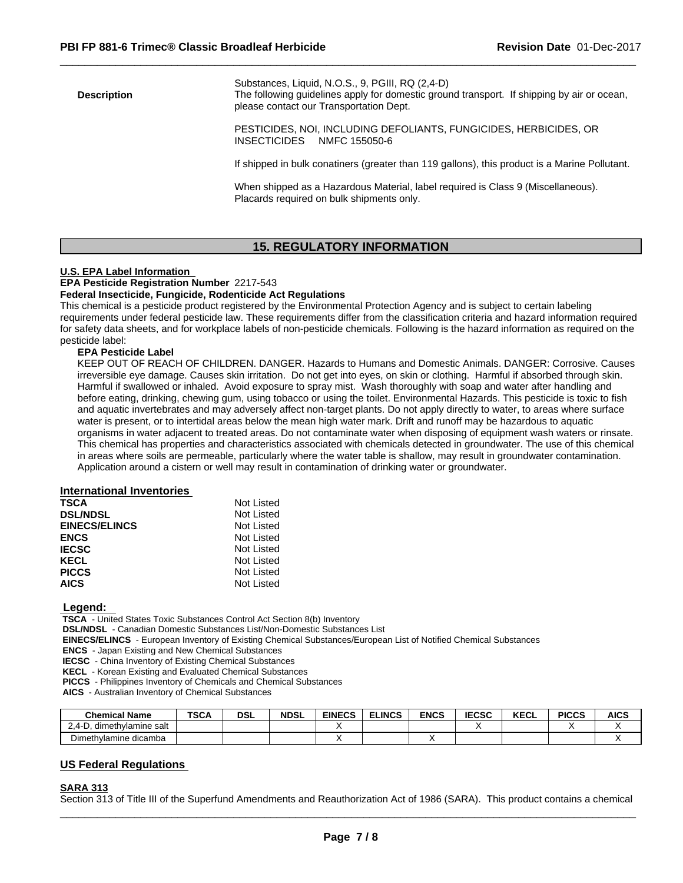| | |
|---|---|
| | Substances, Liquid, N.O.S., 9, PGIII, RQ (2,4-D) |
| **Description** | The following guidelines apply for domestic ground transport. If shipping by air or ocean, please contact our Transportation Dept. |
| | PESTICIDES, NOI, INCLUDING DEFOLIANTS, FUNGICIDES, HERBICIDES, OR INSECTICIDES NMFC 155050-6 |
| | If shipped in bulk conatiners (greater than 119 gallons), this product is a Marine Pollutant. |
| | When shipped as a Hazardous Material, label required is Class 9 (Miscellaneous). Placards required on bulk shipments only. |

## 15. REGULATORY INFORMATION

**U.S. EPA Label Information**

**EPA Pesticide Registration Number** 2217-543

**Federal Insecticide, Fungicide, Rodenticide Act Regulations**

This chemical is a pesticide product registered by the Environmental Protection Agency and is subject to certain labeling requirements under federal pesticide law. These requirements differ from the classification criteria and hazard information required for safety data sheets, and for workplace labels of non-pesticide chemicals. Following is the hazard information as required on the pesticide label:

**EPA Pesticide Label**

KEEP OUT OF REACH OF CHILDREN. DANGER. Hazards to Humans and Domestic Animals. DANGER: Corrosive. Causes irreversible eye damage. Causes skin irritation. Do not get into eyes, on skin or clothing. Harmful if absorbed through skin. Harmful if swallowed or inhaled. Avoid exposure to spray mist. Wash thoroughly with soap and water after handling and before eating, drinking, chewing gum, using tobacco or using the toilet. Environmental Hazards. This pesticide is toxic to fish and aquatic invertebrates and may adversely affect non-target plants. Do not apply directly to water, to areas where surface water is present, or to intertidal areas below the mean high water mark. Drift and runoff may be hazardous to aquatic organisms in water adjacent to treated areas. Do not contaminate water when disposing of equipment wash waters or rinsate. This chemical has properties and characteristics associated with chemicals detected in groundwater. The use of this chemical in areas where soils are permeable, particularly where the water table is shallow, may result in groundwater contamination. Application around a cistern or well may result in contamination of drinking water or groundwater.

**International Inventories**

| | |
|---|---|
| **TSCA** | Not Listed |
| **DSL/NDSL** | Not Listed |
| **EINECS/ELINCS** | Not Listed |
| **ENCS** | Not Listed |
| **IECSC** | Not Listed |
| **KECL** | Not Listed |
| **PICCS** | Not Listed |
| **AICS** | Not Listed |

**Legend:**

**TSCA** - United States Toxic Substances Control Act Section 8(b) Inventory
**DSL/NDSL** - Canadian Domestic Substances List/Non-Domestic Substances List
**EINECS/ELINCS** - European Inventory of Existing Chemical Substances/European List of Notified Chemical Substances
**ENCS** - Japan Existing and New Chemical Substances
**IECSC** - China Inventory of Existing Chemical Substances
**KECL** - Korean Existing and Evaluated Chemical Substances
**PICCS** - Philippines Inventory of Chemicals and Chemical Substances
**AICS** - Australian Inventory of Chemical Substances

| Chemical Name | TSCA | DSL | NDSL | EINECS | ELINCS | ENCS | IECSC | KECL | PICCS | AICS |
|---|---|---|---|---|---|---|---|---|---|---|
| 2,4-D, dimethylamine salt | | | | X | | | X | | X | X |
| Dimethylamine dicamba | | | | X | | X | | | | X |

**US Federal Regulations**

**SARA 313**

Section 313 of Title III of the Superfund Amendments and Reauthorization Act of 1986 (SARA). This product contains a chemical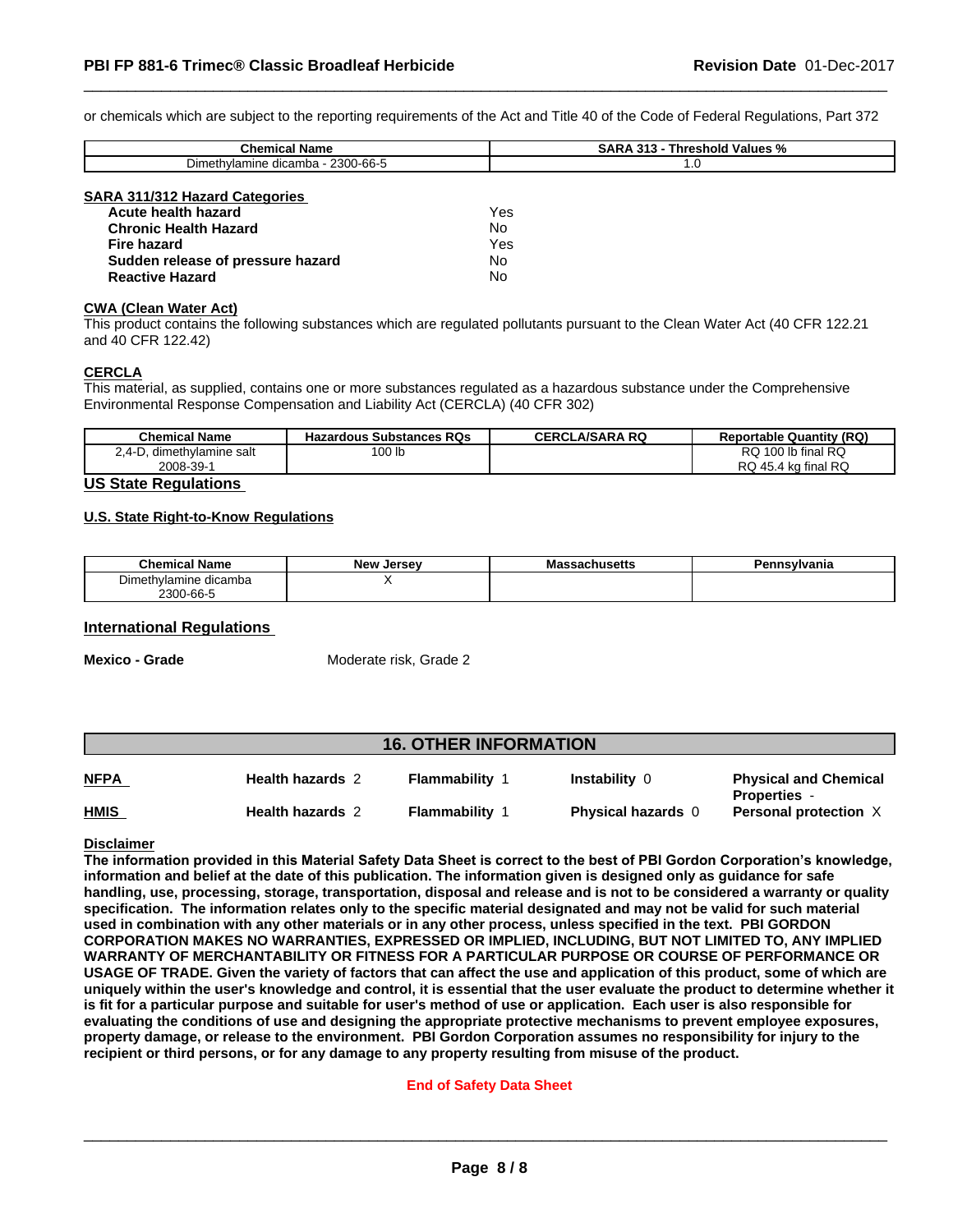or chemicals which are subject to the reporting requirements of the Act and Title 40 of the Code of Federal Regulations, Part 372

| Chemical Name | SARA 313 - Threshold Values % |
|---|---|
| Dimethylamine dicamba - 2300-66-5 | 1.0 |

**SARA 311/312 Hazard Categories**

| | |
|---|---|
| **Acute health hazard** | Yes |
| **Chronic Health Hazard** | No |
| **Fire hazard** | Yes |
| **Sudden release of pressure hazard** | No |
| **Reactive Hazard** | No |

**CWA (Clean Water Act)**

This product contains the following substances which are regulated pollutants pursuant to the Clean Water Act (40 CFR 122.21 and 40 CFR 122.42)

**CERCLA**

This material, as supplied, contains one or more substances regulated as a hazardous substance under the Comprehensive Environmental Response Compensation and Liability Act (CERCLA) (40 CFR 302)

| Chemical Name | Hazardous Substances RQs | CERCLA/SARA RQ | Reportable Quantity (RQ) |
|---|---|---|---|
| 2,4-D, dimethylamine salt 2008-39-1 | 100 lb | | RQ 100 lb final RQ RQ 45.4 kg final RQ |

## US State Regulations

**U.S. State Right-to-Know Regulations**

| Chemical Name | New Jersey | Massachusetts | Pennsylvania |
|---|---|---|---|
| Dimethylamine dicamba 2300-66-5 | X | | |

## International Regulations

**Mexico - Grade** Moderate risk, Grade 2

## 16. OTHER INFORMATION

| | | | | |
|---|---|---|---|---|
| **NFPA** | **Health hazards** 2 | **Flammability** 1 | **Instability** 0 | **Physical and Chemical Properties** - |
| **HMIS** | **Health hazards** 2 | **Flammability** 1 | **Physical hazards** 0 | **Personal protection** X |

**Disclaimer**

**The information provided in this Material Safety Data Sheet is correct to the best of PBI Gordon Corporation's knowledge, information and belief at the date of this publication. The information given is designed only as guidance for safe handling, use, processing, storage, transportation, disposal and release and is not to be considered a warranty or quality specification. The information relates only to the specific material designated and may not be valid for such material used in combination with any other materials or in any other process, unless specified in the text. PBI GORDON CORPORATION MAKES NO WARRANTIES, EXPRESSED OR IMPLIED, INCLUDING, BUT NOT LIMITED TO, ANY IMPLIED WARRANTY OF MERCHANTABILITY OR FITNESS FOR A PARTICULAR PURPOSE OR COURSE OF PERFORMANCE OR USAGE OF TRADE. Given the variety of factors that can affect the use and application of this product, some of which are uniquely within the user's knowledge and control, it is essential that the user evaluate the product to determine whether it is fit for a particular purpose and suitable for user's method of use or application. Each user is also responsible for evaluating the conditions of use and designing the appropriate protective mechanisms to prevent employee exposures, property damage, or release to the environment. PBI Gordon Corporation assumes no responsibility for injury to the recipient or third persons, or for any damage to any property resulting from misuse of the product.**

**End of Safety Data Sheet**